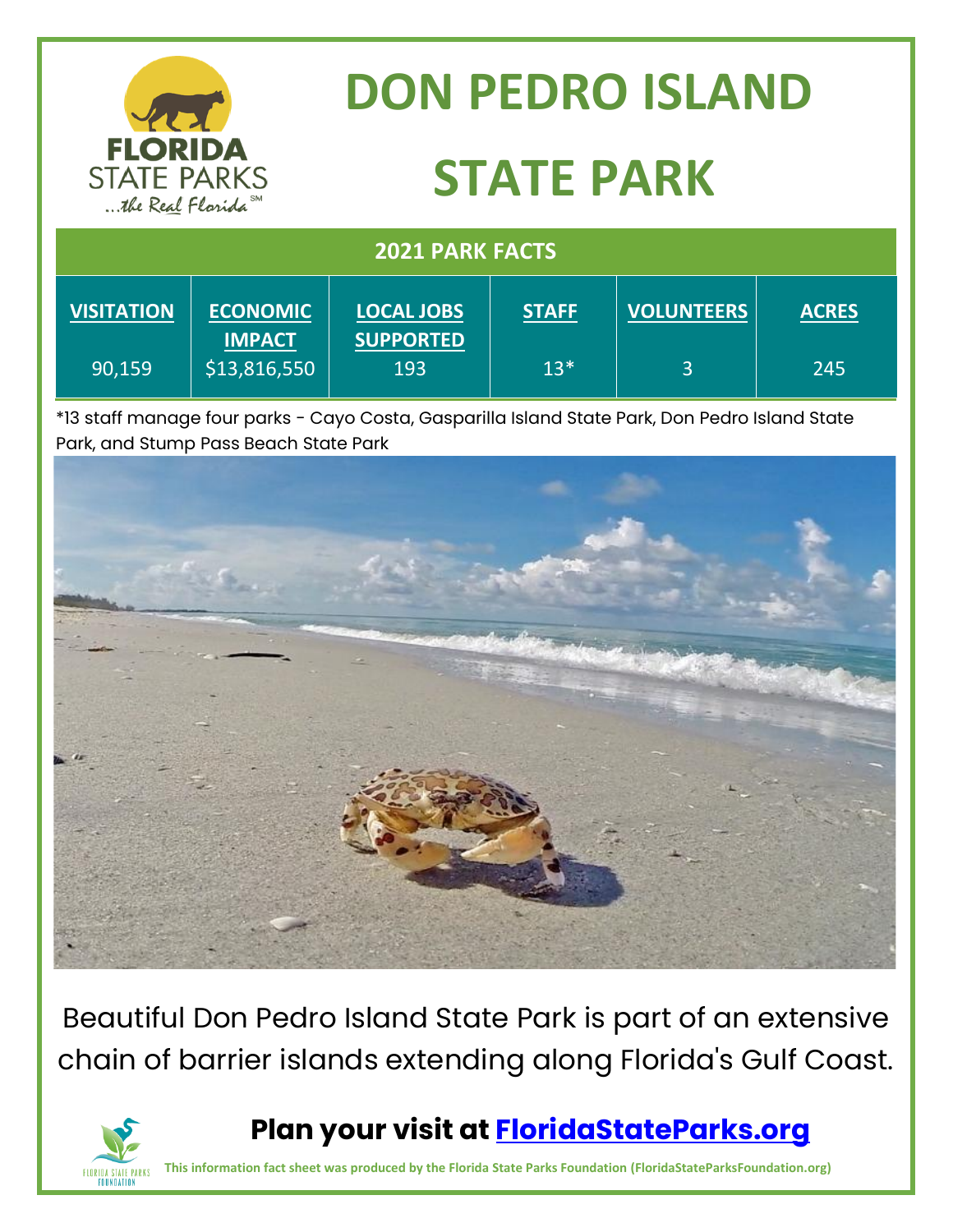# DON PEDRO ISLAND STATE PARK

## 2021 PARK FACTS

| VISITATION | ECONOMIC IMPACT | LOCAL JOBS SUPPORTED | STAFF | VOLUNTEERS | ACRES |
|---|---|---|---|---|---|
| 90,159 | $13,816,550 | 193 | 13* | 3 | 245 |

*13 staff manage four parks - Cayo Costa, Gasparilla Island State Park, Don Pedro Island State Park, and Stump Pass Beach State Park

Beautiful Don Pedro Island State Park is part of an extensive chain of barrier islands extending along Florida's Gulf Coast.

**Plan your visit at [FloridaStateParks.org](https://FloridaStateParks.org)**

**This information fact sheet was produced by the Florida State Parks Foundation (FloridaStateParksFoundation.org)**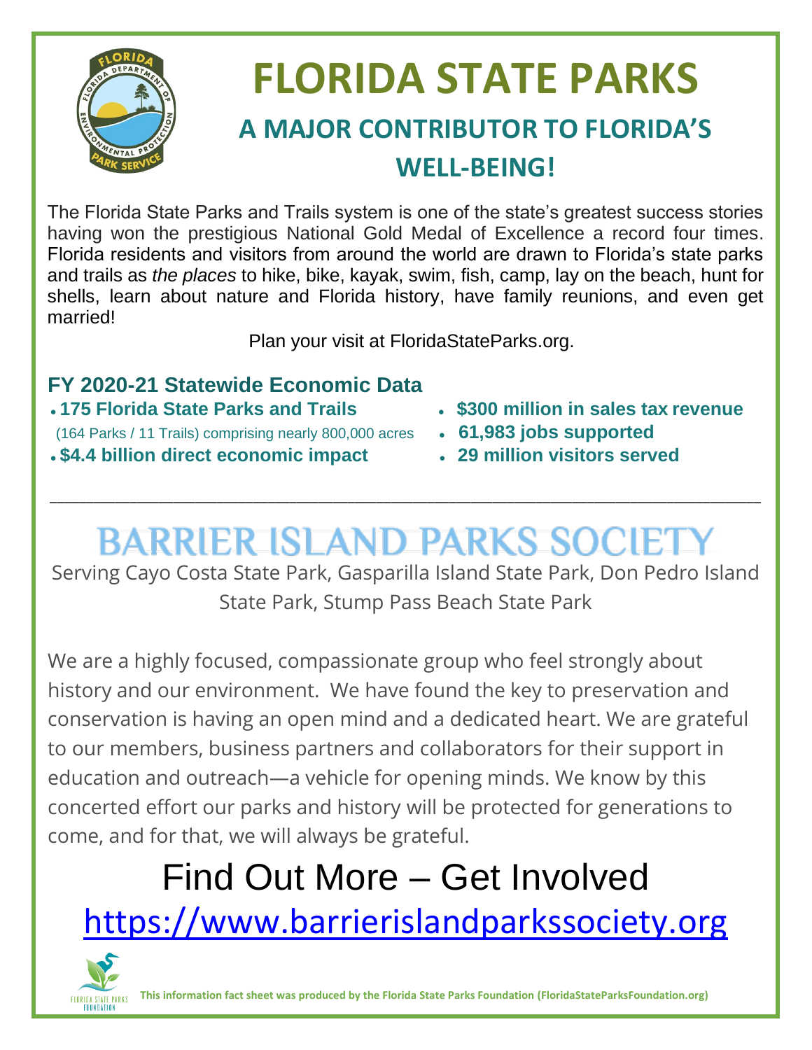# FLORIDA STATE PARKS

## A MAJOR CONTRIBUTOR TO FLORIDA'S WELL-BEING!

The Florida State Parks and Trails system is one of the state's greatest success stories having won the prestigious National Gold Medal of Excellence a record four times. Florida residents and visitors from around the world are drawn to Florida's state parks and trails as *the places* to hike, bike, kayak, swim, fish, camp, lay on the beach, hunt for shells, learn about nature and Florida history, have family reunions, and even get married!

Plan your visit at FloridaStateParks.org.

### FY 2020-21 Statewide Economic Data

- **175 Florida State Parks and Trails** (164 Parks / 11 Trails) comprising nearly 800,000 acres
- **$4.4 billion direct economic impact**
- **$300 million in sales tax revenue**
- **61,983 jobs supported**
- **29 million visitors served**

---

# BARRIER ISLAND PARKS SOCIETY

Serving Cayo Costa State Park, Gasparilla Island State Park, Don Pedro Island State Park, Stump Pass Beach State Park

We are a highly focused, compassionate group who feel strongly about history and our environment. We have found the key to preservation and conservation is having an open mind and a dedicated heart. We are grateful to our members, business partners and collaborators for their support in education and outreach—a vehicle for opening minds. We know by this concerted effort our parks and history will be protected for generations to come, and for that, we will always be grateful.

## Find Out More – Get Involved

https://www.barrierislandparkssociety.org

**This information fact sheet was produced by the Florida State Parks Foundation (FloridaStateParksFoundation.org)**